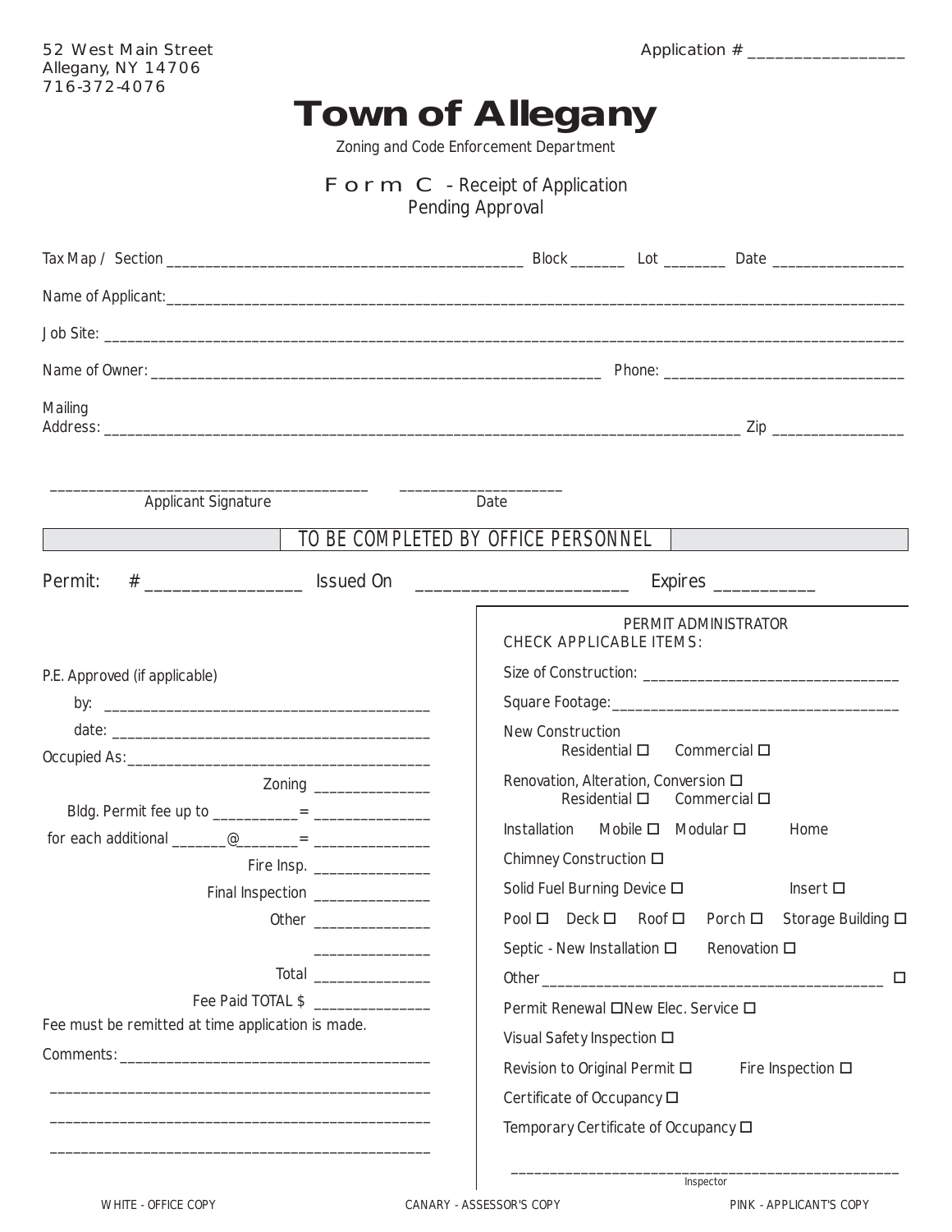52 West Main Street
Allegany, NY 14706
716-372-4076

Application # ________________

# Town of Allegany

Zoning and Code Enforcement Department

## Form C - Receipt of Application Pending Approval

Tax Map / Section ____________________________________________ Block _______ Lot ________ Date ________________

Name of Applicant: ______________________________________________________________________________________

Job Site: _______________________________________________________________________________________________

Name of Owner: _______________________________________________________ Phone: ______________________________

Mailing Address: _____________________________________________________________________________ Zip ________________

_________________________________________ _____________________
Applicant Signature Date

**TO BE COMPLETED BY OFFICE PERSONNEL**

Permit: # ________________ Issued On ______________________ Expires ___________

P.E. Approved (if applicable)

by: ____________________________________________

date: ____________________________________________

Occupied As: ____________________________________________

Zoning _______________

Bldg. Permit fee up to ___________ = _______________

for each additional _______@_______ = _______________

Fire Insp. _______________

Final Inspection _______________

Other _______________

_______________

Total _______________

Fee Paid TOTAL $ _______________

Fee must be remitted at time application is made.

Comments: ____________________________________________

________________________________________________

________________________________________________

________________________________________________

PERMIT ADMINISTRATOR
CHECK APPLICABLE ITEMS:

Size of Construction: _________________________________

Square Footage: ____________________________________

New Construction
- Residential ☐ Commercial ☐

Renovation, Alteration, Conversion ☐
- Residential ☐ Commercial ☐

Installation Mobile ☐ Modular ☐ Home

Chimney Construction ☐

Solid Fuel Burning Device ☐ Insert ☐

Pool ☐ Deck ☐ Roof ☐ Porch ☐ Storage Building ☐

Septic - New Installation ☐ Renovation ☐

Other _____________________________________________ ☐

Permit Renewal ☐ New Elec. Service ☐

Visual Safety Inspection ☐

Revision to Original Permit ☐ Fire Inspection ☐

Certificate of Occupancy ☐

Temporary Certificate of Occupancy ☐

__________________________________________________
Inspector

WHITE - OFFICE COPY CANARY - ASSESSOR'S COPY PINK - APPLICANT'S COPY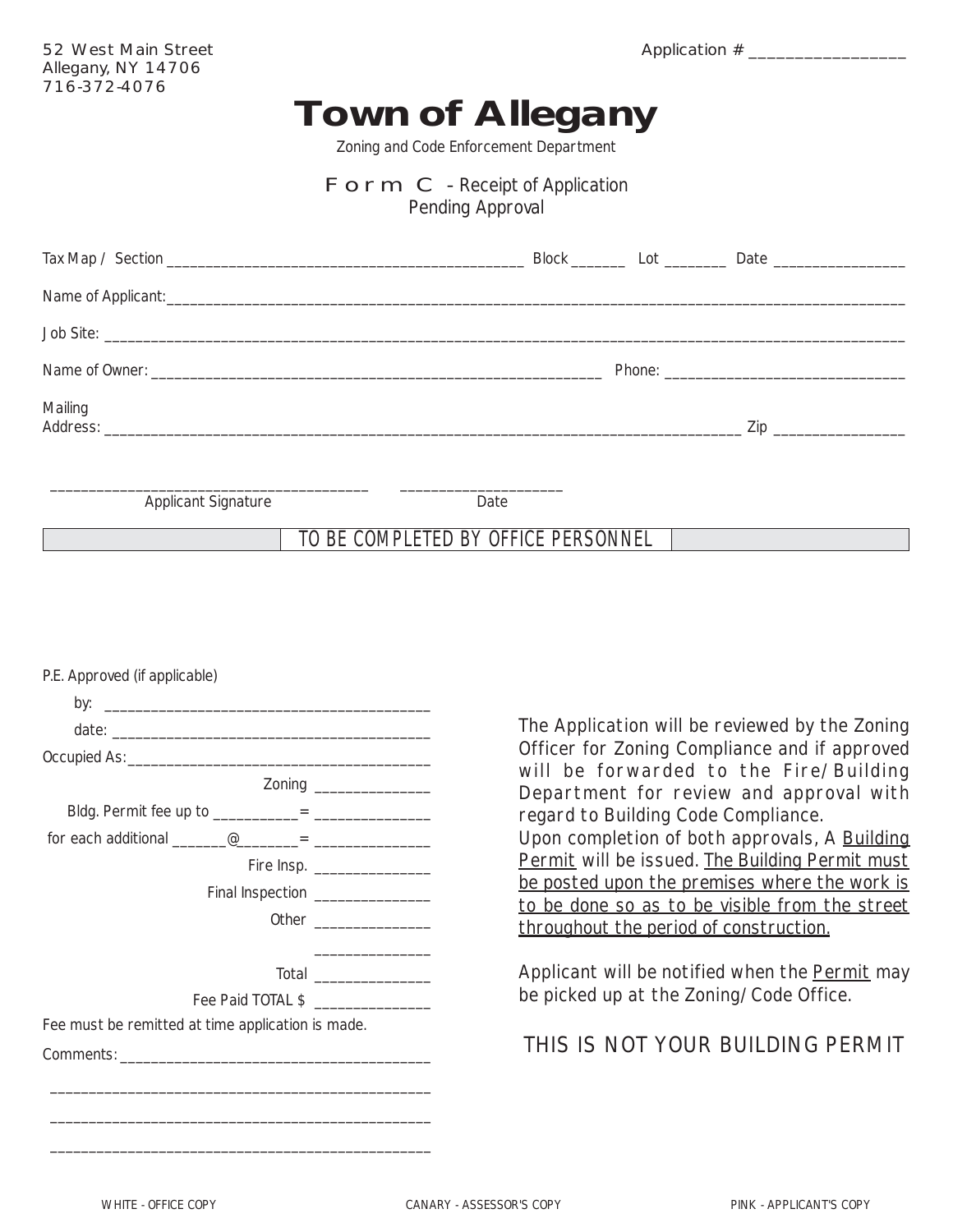52 West Main Street
Allegany, NY 14706
716-372-4076

Application # ________________

# Town of Allegany

Zoning and Code Enforcement Department

## Form C - Receipt of Application Pending Approval

Tax Map / Section ____________________________________________ Block _______ Lot ________ Date ________________

Name of Applicant: ______________________________________________________________________________________

Job Site: _______________________________________________________________________________________________

Name of Owner: ____________________________________________________________ Phone: _____________________________

Mailing
Address: ________________________________________________________________________________ Zip ________________

_______________________________________ ____________________
Applicant Signature Date

**TO BE COMPLETED BY OFFICE PERSONNEL**

P.E. Approved (if applicable)

by: ____________________________________________

date: ____________________________________________

Occupied As: ____________________________________________

Zoning _______________

Bldg. Permit fee up to ___________ = _______________

for each additional _______@_______ = _______________

Fire Insp. _______________

Final Inspection _______________

Other _______________

_______________

Total _______________

Fee Paid TOTAL $ _______________

Fee must be remitted at time application is made.

Comments: ____________________________________________

________________________________________________

________________________________________________

________________________________________________

The Application will be reviewed by the Zoning Officer for Zoning Compliance and if approved will be forwarded to the Fire/Building Department for review and approval with regard to Building Code Compliance.
Upon completion of both approvals, A Building Permit will be issued. The Building Permit must be posted upon the premises where the work is to be done so as to be visible from the street throughout the period of construction.

Applicant will be notified when the Permit may be picked up at the Zoning/Code Office.

THIS IS NOT YOUR BUILDING PERMIT

WHITE - OFFICE COPY CANARY - ASSESSOR'S COPY PINK - APPLICANT'S COPY